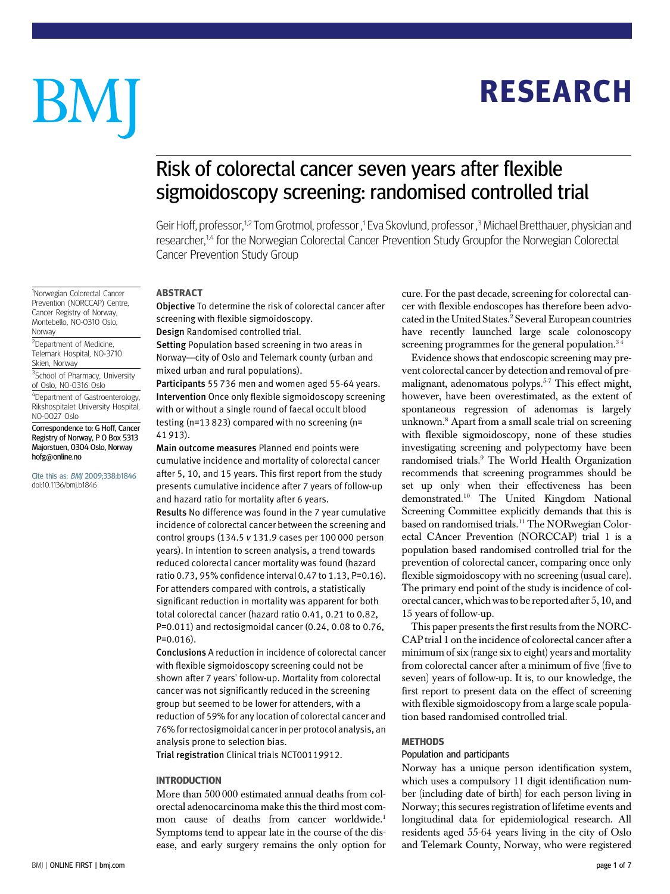# Risk of colorectal cancer seven years after flexible sigmoidoscopy screening: randomised controlled trial

Geir Hoff, professor,[1,2] Tom Grotmol, professor,[1] Eva Skovlund, professor,[3] Michael Bretthauer, physician and researcher,[1,4] for the Norwegian Colorectal Cancer Prevention Study Groupfor the Norwegian Colorectal Cancer Prevention Study Group

[1]Norwegian Colorectal Cancer Prevention (NORCCAP) Centre, Cancer Registry of Norway, Montebello, NO-0310 Oslo, Norway

[2]Department of Medicine, Telemark Hospital, NO-3710 Skien, Norway

[3]School of Pharmacy, University of Oslo, NO-0316 Oslo

[4]Department of Gastroenterology, Rikshospitalet University Hospital, NO-0027 Oslo

**Correspondence to: G Hoff, Cancer Registry of Norway, P O Box 5313 Majorstuen, 0304 Oslo, Norway hofg@online.no**

Cite this as: *BMJ* 2009;338:b1846
doi:10.1136/bmj.b1846

## ABSTRACT

**Objective** To determine the risk of colorectal cancer after screening with flexible sigmoidoscopy.

**Design** Randomised controlled trial.

**Setting** Population based screening in two areas in Norway—city of Oslo and Telemark county (urban and mixed urban and rural populations).

**Participants** 55 736 men and women aged 55-64 years.

**Intervention** Once only flexible sigmoidoscopy screening with or without a single round of faecal occult blood testing (n=13 823) compared with no screening (n= 41 913).

**Main outcome measures** Planned end points were cumulative incidence and mortality of colorectal cancer after 5, 10, and 15 years. This first report from the study presents cumulative incidence after 7 years of follow-up and hazard ratio for mortality after 6 years.

**Results** No difference was found in the 7 year cumulative incidence of colorectal cancer between the screening and control groups (134.5 *v* 131.9 cases per 100 000 person years). In intention to screen analysis, a trend towards reduced colorectal cancer mortality was found (hazard ratio 0.73, 95% confidence interval 0.47 to 1.13, P=0.16). For attenders compared with controls, a statistically significant reduction in mortality was apparent for both total colorectal cancer (hazard ratio 0.41, 0.21 to 0.82, P=0.011) and rectosigmoidal cancer (0.24, 0.08 to 0.76, P=0.016).

**Conclusions** A reduction in incidence of colorectal cancer with flexible sigmoidoscopy screening could not be shown after 7 years' follow-up. Mortality from colorectal cancer was not significantly reduced in the screening group but seemed to be lower for attenders, with a reduction of 59% for any location of colorectal cancer and 76% for rectosigmoidal cancer in per protocol analysis, an analysis prone to selection bias.

**Trial registration** Clinical trials NCT00119912.

## INTRODUCTION

More than 500 000 estimated annual deaths from colorectal adenocarcinoma make this the third most common cause of deaths from cancer worldwide.[1] Symptoms tend to appear late in the course of the disease, and early surgery remains the only option for cure. For the past decade, screening for colorectal cancer with flexible endoscopes has therefore been advocated in the United States.[2] Several European countries have recently launched large scale colonoscopy screening programmes for the general population.[3,4]

Evidence shows that endoscopic screening may prevent colorectal cancer by detection and removal of premalignant, adenomatous polyps.[5-7] This effect might, however, have been overestimated, as the extent of spontaneous regression of adenomas is largely unknown.[8] Apart from a small scale trial on screening with flexible sigmoidoscopy, none of these studies investigating screening and polypectomy have been randomised trials.[9] The World Health Organization recommends that screening programmes should be set up only when their effectiveness has been demonstrated.[10] The United Kingdom National Screening Committee explicitly demands that this is based on randomised trials.[11] The NORwegian Colorectal CAncer Prevention (NORCCAP) trial 1 is a population based randomised controlled trial for the prevention of colorectal cancer, comparing once only flexible sigmoidoscopy with no screening (usual care). The primary end point of the study is incidence of colorectal cancer, which was to be reported after 5, 10, and 15 years of follow-up.

This paper presents the first results from the NORCCAP trial 1 on the incidence of colorectal cancer after a minimum of six (range six to eight) years and mortality from colorectal cancer after a minimum of five (five to seven) years of follow-up. It is, to our knowledge, the first report to present data on the effect of screening with flexible sigmoidoscopy from a large scale population based randomised controlled trial.

## METHODS

### Population and participants

Norway has a unique person identification system, which uses a compulsory 11 digit identification number (including date of birth) for each person living in Norway; this secures registration of lifetime events and longitudinal data for epidemiological research. All residents aged 55-64 years living in the city of Oslo and Telemark County, Norway, who were registered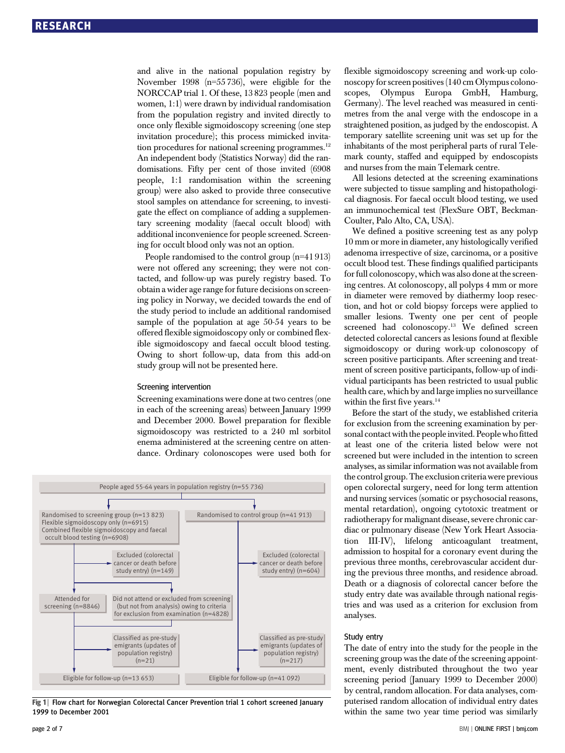and alive in the national population registry by November 1998 (n=55 736), were eligible for the NORCCAP trial 1. Of these, 13 823 people (men and women, 1:1) were drawn by individual randomisation from the population registry and invited directly to once only flexible sigmoidoscopy screening (one step invitation procedure); this process mimicked invitation procedures for national screening programmes.[12] An independent body (Statistics Norway) did the randomisations. Fifty per cent of those invited (6908 people, 1:1 randomisation within the screening group) were also asked to provide three consecutive stool samples on attendance for screening, to investigate the effect on compliance of adding a supplementary screening modality (faecal occult blood) with additional inconvenience for people screened. Screening for occult blood only was not an option.

People randomised to the control group (n=41 913) were not offered any screening; they were not contacted, and follow-up was purely registry based. To obtain a wider age range for future decisions on screening policy in Norway, we decided towards the end of the study period to include an additional randomised sample of the population at age 50-54 years to be offered flexible sigmoidoscopy only or combined flexible sigmoidoscopy and faecal occult blood testing. Owing to short follow-up, data from this add-on study group will not be presented here.

### Screening intervention

Screening examinations were done at two centres (one in each of the screening areas) between January 1999 and December 2000. Bowel preparation for flexible sigmoidoscopy was restricted to a 240 ml sorbitol enema administered at the screening centre on attendance. Ordinary colonoscopes were used both for flexible sigmoidoscopy screening and work-up colonoscopy for screen positives (140 cm Olympus colonoscopes, Olympus Europa GmbH, Hamburg, Germany). The level reached was measured in centimetres from the anal verge with the endoscope in a straightened position, as judged by the endoscopist. A temporary satellite screening unit was set up for the inhabitants of the most peripheral parts of rural Telemark county, staffed and equipped by endoscopists and nurses from the main Telemark centre.

All lesions detected at the screening examinations were subjected to tissue sampling and histopathological diagnosis. For faecal occult blood testing, we used an immunochemical test (FlexSure OBT, Beckman-Coulter, Palo Alto, CA, USA).

We defined a positive screening test as any polyp 10 mm or more in diameter, any histologically verified adenoma irrespective of size, carcinoma, or a positive occult blood test. These findings qualified participants for full colonoscopy, which was also done at the screening centres. At colonoscopy, all polyps 4 mm or more in diameter were removed by diathermy loop resection, and hot or cold biopsy forceps were applied to smaller lesions. Twenty one per cent of people screened had colonoscopy.[13] We defined screen detected colorectal cancers as lesions found at flexible sigmoidoscopy or during work-up colonoscopy of screen positive participants. After screening and treatment of screen positive participants, follow-up of individual participants has been restricted to usual public health care, which by and large implies no surveillance within the first five years.[14]

Before the start of the study, we established criteria for exclusion from the screening examination by personal contact with the people invited. People who fitted at least one of the criteria listed below were not screened but were included in the intention to screen analyses, as similar information was not available from the control group. The exclusion criteria were previous open colorectal surgery, need for long term attention and nursing services (somatic or psychosocial reasons, mental retardation), ongoing cytotoxic treatment or radiotherapy for malignant disease, severe chronic cardiac or pulmonary disease (New York Heart Association III-IV), lifelong anticoagulant treatment, admission to hospital for a coronary event during the previous three months, cerebrovascular accident during the previous three months, and residence abroad. Death or a diagnosis of colorectal cancer before the study entry date was available through national registries and was used as a criterion for exclusion from analyses.

### Study entry

The date of entry into the study for the people in the screening group was the date of the screening appointment, evenly distributed throughout the two year screening period (January 1999 to December 2000) by central, random allocation. For data analyses, computerised random allocation of individual entry dates within the same two year time period was similarly

People aged 55-64 years in population registry (n=55 736)

- Randomised to screening group (n=13 823): Flexible sigmoidoscopy only (n=6915); Combined flexible sigmoidoscopy and faecal occult blood testing (n=6908)
  - Excluded (colorectal cancer or death before study entry) (n=149)
  - Attended for screening (n=8846)
  - Did not attend or excluded from screening (but not from analysis) owing to criteria for exclusion from examination (n=4828)
  - Classified as pre-study emigrants (updates of population registry) (n=21)
  - Eligible for follow-up (n=13 653)
- Randomised to control group (n=41 913)
  - Excluded (colorectal cancer or death before study entry) (n=604)
  - Classified as pre-study emigrants (updates of population registry) (n=217)
  - Eligible for follow-up (n=41 092)

**Fig 1** | Flow chart for Norwegian Colorectal Cancer Prevention trial 1 cohort screened January 1999 to December 2001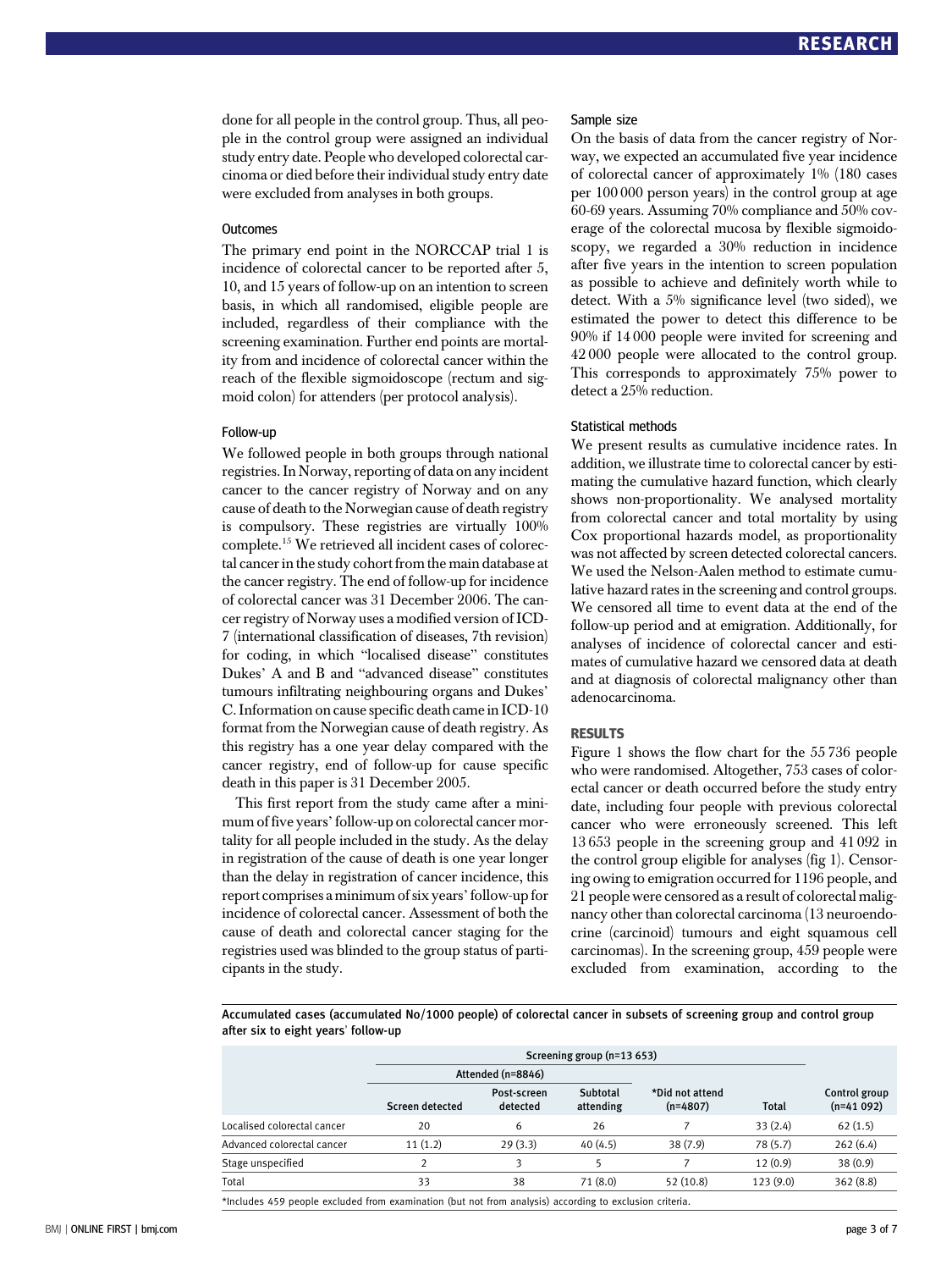done for all people in the control group. Thus, all people in the control group were assigned an individual study entry date. People who developed colorectal carcinoma or died before their individual study entry date were excluded from analyses in both groups.

### Outcomes

The primary end point in the NORCCAP trial 1 is incidence of colorectal cancer to be reported after 5, 10, and 15 years of follow-up on an intention to screen basis, in which all randomised, eligible people are included, regardless of their compliance with the screening examination. Further end points are mortality from and incidence of colorectal cancer within the reach of the flexible sigmoidoscope (rectum and sigmoid colon) for attenders (per protocol analysis).

### Follow-up

We followed people in both groups through national registries. In Norway, reporting of data on any incident cancer to the cancer registry of Norway and on any cause of death to the Norwegian cause of death registry is compulsory. These registries are virtually 100% complete.[15] We retrieved all incident cases of colorectal cancer in the study cohort from the main database at the cancer registry. The end of follow-up for incidence of colorectal cancer was 31 December 2006. The cancer registry of Norway uses a modified version of ICD-7 (international classification of diseases, 7th revision) for coding, in which "localised disease" constitutes Dukes' A and B and "advanced disease" constitutes tumours infiltrating neighbouring organs and Dukes' C. Information on cause specific death came in ICD-10 format from the Norwegian cause of death registry. As this registry has a one year delay compared with the cancer registry, end of follow-up for cause specific death in this paper is 31 December 2005.

This first report from the study came after a minimum of five years' follow-up on colorectal cancer mortality for all people included in the study. As the delay in registration of the cause of death is one year longer than the delay in registration of cancer incidence, this report comprises a minimum of six years' follow-up for incidence of colorectal cancer. Assessment of both the cause of death and colorectal cancer staging for the registries used was blinded to the group status of participants in the study.

### Sample size

On the basis of data from the cancer registry of Norway, we expected an accumulated five year incidence of colorectal cancer of approximately 1% (180 cases per 100 000 person years) in the control group at age 60-69 years. Assuming 70% compliance and 50% coverage of the colorectal mucosa by flexible sigmoidoscopy, we regarded a 30% reduction in incidence after five years in the intention to screen population as possible to achieve and definitely worth while to detect. With a 5% significance level (two sided), we estimated the power to detect this difference to be 90% if 14 000 people were invited for screening and 42 000 people were allocated to the control group. This corresponds to approximately 75% power to detect a 25% reduction.

### Statistical methods

We present results as cumulative incidence rates. In addition, we illustrate time to colorectal cancer by estimating the cumulative hazard function, which clearly shows non-proportionality. We analysed mortality from colorectal cancer and total mortality by using Cox proportional hazards model, as proportionality was not affected by screen detected colorectal cancers. We used the Nelson-Aalen method to estimate cumulative hazard rates in the screening and control groups. We censored all time to event data at the end of the follow-up period and at emigration. Additionally, for analyses of incidence of colorectal cancer and estimates of cumulative hazard we censored data at death and at diagnosis of colorectal malignancy other than adenocarcinoma.

## RESULTS

Figure 1 shows the flow chart for the 55 736 people who were randomised. Altogether, 753 cases of colorectal cancer or death occurred before the study entry date, including four people with previous colorectal cancer who were erroneously screened. This left 13 653 people in the screening group and 41 092 in the control group eligible for analyses (fig 1). Censoring owing to emigration occurred for 1196 people, and 21 people were censored as a result of colorectal malignancy other than colorectal carcinoma (13 neuroendocrine (carcinoid) tumours and eight squamous cell carcinomas). In the screening group, 459 people were excluded from examination, according to the

**Accumulated cases (accumulated No/1000 people) of colorectal cancer in subsets of screening group and control group after six to eight years' follow-up**

| | Screening group (n=13 653) | | | | | |
|---|---|---|---|---|---|---|
| | Attended (n=8846) | | | | | |
| | Screen detected | Post-screen detected | Subtotal attending | *Did not attend (n=4807) | Total | Control group (n=41 092) |
| Localised colorectal cancer | 20 | 6 | 26 | 7 | 33 (2.4) | 62 (1.5) |
| Advanced colorectal cancer | 11 (1.2) | 29 (3.3) | 40 (4.5) | 38 (7.9) | 78 (5.7) | 262 (6.4) |
| Stage unspecified | 2 | 3 | 5 | 7 | 12 (0.9) | 38 (0.9) |
| Total | 33 | 38 | 71 (8.0) | 52 (10.8) | 123 (9.0) | 362 (8.8) |

*Includes 459 people excluded from examination (but not from analysis) according to exclusion criteria.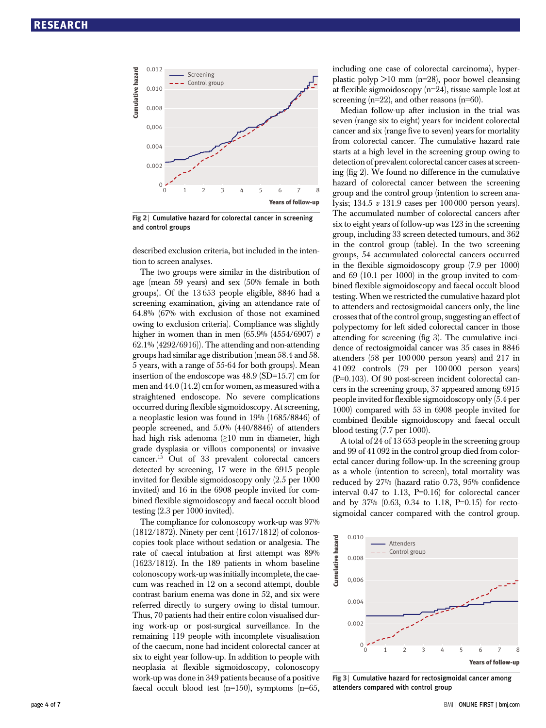Fig 2 | Cumulative hazard for colorectal cancer in screening and control groups

described exclusion criteria, but included in the intention to screen analyses.

The two groups were similar in the distribution of age (mean 59 years) and sex (50% female in both groups). Of the 13 653 people eligible, 8846 had a screening examination, giving an attendance rate of 64.8% (67% with exclusion of those not examined owing to exclusion criteria). Compliance was slightly higher in women than in men (65.9% (4554/6907) *v* 62.1% (4292/6916)). The attending and non-attending groups had similar age distribution (mean 58.4 and 58.5 years, with a range of 55-64 for both groups). Mean insertion of the endoscope was 48.9 (SD=15.7) cm for men and 44.0 (14.2) cm for women, as measured with a straightened endoscope. No severe complications occurred during flexible sigmoidoscopy. At screening, a neoplastic lesion was found in 19% (1685/8846) of people screened, and 5.0% (440/8846) of attenders had high risk adenoma (≥10 mm in diameter, high grade dysplasia or villous components) or invasive cancer.[13] Out of 33 prevalent colorectal cancers detected by screening, 17 were in the 6915 people invited for flexible sigmoidoscopy only (2.5 per 1000 invited) and 16 in the 6908 people invited for combined flexible sigmoidoscopy and faecal occult blood testing (2.3 per 1000 invited).

The compliance for colonoscopy work-up was 97% (1812/1872). Ninety per cent (1617/1812) of colonoscopies took place without sedation or analgesia. The rate of caecal intubation at first attempt was 89% (1623/1812). In the 189 patients in whom baseline colonoscopy work-up was initially incomplete, the caecum was reached in 12 on a second attempt, double contrast barium enema was done in 52, and six were referred directly to surgery owing to distal tumour. Thus, 70 patients had their entire colon visualised during work-up or post-surgical surveillance. In the remaining 119 people with incomplete visualisation of the caecum, none had incident colorectal cancer at six to eight year follow-up. In addition to people with neoplasia at flexible sigmoidoscopy, colonoscopy work-up was done in 349 patients because of a positive faecal occult blood test (n=150), symptoms (n=65, including one case of colorectal carcinoma), hyperplastic polyp >10 mm (n=28), poor bowel cleansing at flexible sigmoidoscopy (n=24), tissue sample lost at screening (n=22), and other reasons (n=60).

Median follow-up after inclusion in the trial was seven (range six to eight) years for incident colorectal cancer and six (range five to seven) years for mortality from colorectal cancer. The cumulative hazard rate starts at a high level in the screening group owing to detection of prevalent colorectal cancer cases at screening (fig 2). We found no difference in the cumulative hazard of colorectal cancer between the screening group and the control group (intention to screen analysis; 134.5 *v* 131.9 cases per 100 000 person years). The accumulated number of colorectal cancers after six to eight years of follow-up was 123 in the screening group, including 33 screen detected tumours, and 362 in the control group (table). In the two screening groups, 54 accumulated colorectal cancers occurred in the flexible sigmoidoscopy group (7.9 per 1000) and 69 (10.1 per 1000) in the group invited to combined flexible sigmoidoscopy and faecal occult blood testing. When we restricted the cumulative hazard plot to attenders and rectosigmoidal cancers only, the line crosses that of the control group, suggesting an effect of polypectomy for left sided colorectal cancer in those attending for screening (fig 3). The cumulative incidence of rectosigmoidal cancer was 35 cases in 8846 attenders (58 per 100 000 person years) and 217 in 41 092 controls (79 per 100 000 person years) (P=0.103). Of 90 post-screen incident colorectal cancers in the screening group, 37 appeared among 6915 people invited for flexible sigmoidoscopy only (5.4 per 1000) compared with 53 in 6908 people invited for combined flexible sigmoidoscopy and faecal occult blood testing (7.7 per 1000).

A total of 24 of 13 653 people in the screening group and 99 of 41 092 in the control group died from colorectal cancer during follow-up. In the screening group as a whole (intention to screen), total mortality was reduced by 27% (hazard ratio 0.73, 95% confidence interval 0.47 to 1.13, P=0.16) for colorectal cancer and by 37% (0.63, 0.34 to 1.18, P=0.15) for rectosigmoidal cancer compared with the control group.

Fig 3 | Cumulative hazard for rectosigmoidal cancer among attenders compared with control group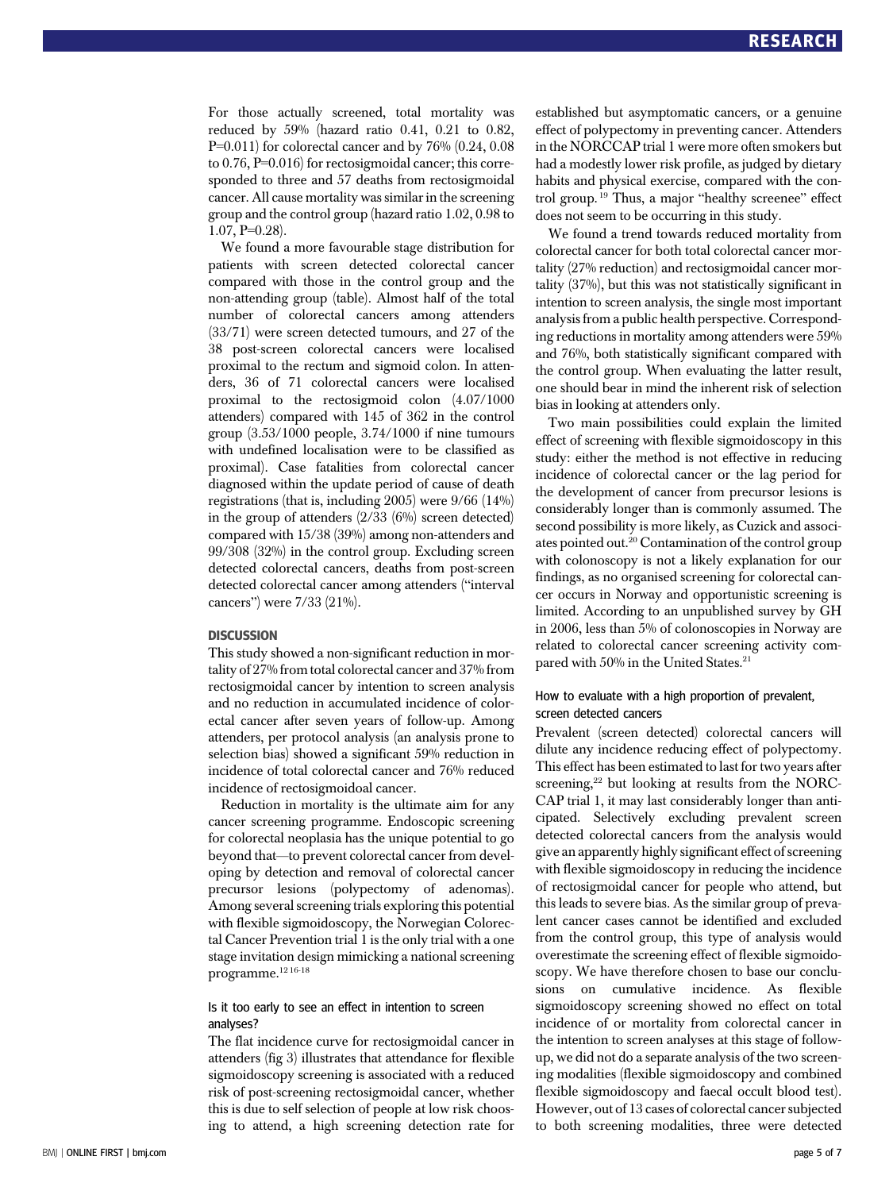For those actually screened, total mortality was reduced by 59% (hazard ratio 0.41, 0.21 to 0.82, P=0.011) for colorectal cancer and by 76% (0.24, 0.08 to 0.76, P=0.016) for rectosigmoidal cancer; this corresponded to three and 57 deaths from rectosigmoidal cancer. All cause mortality was similar in the screening group and the control group (hazard ratio 1.02, 0.98 to 1.07, P=0.28).

We found a more favourable stage distribution for patients with screen detected colorectal cancer compared with those in the control group and the non-attending group (table). Almost half of the total number of colorectal cancers among attenders (33/71) were screen detected tumours, and 27 of the 38 post-screen colorectal cancers were localised proximal to the rectum and sigmoid colon. In attenders, 36 of 71 colorectal cancers were localised proximal to the rectosigmoid colon (4.07/1000 attenders) compared with 145 of 362 in the control group (3.53/1000 people, 3.74/1000 if nine tumours with undefined localisation were to be classified as proximal). Case fatalities from colorectal cancer diagnosed within the update period of cause of death registrations (that is, including 2005) were 9/66 (14%) in the group of attenders (2/33 (6%) screen detected) compared with 15/38 (39%) among non-attenders and 99/308 (32%) in the control group. Excluding screen detected colorectal cancers, deaths from post-screen detected colorectal cancer among attenders ("interval cancers") were 7/33 (21%).

## DISCUSSION

This study showed a non-significant reduction in mortality of 27% from total colorectal cancer and 37% from rectosigmoidal cancer by intention to screen analysis and no reduction in accumulated incidence of colorectal cancer after seven years of follow-up. Among attenders, per protocol analysis (an analysis prone to selection bias) showed a significant 59% reduction in incidence of total colorectal cancer and 76% reduced incidence of rectosigmoidoal cancer.

Reduction in mortality is the ultimate aim for any cancer screening programme. Endoscopic screening for colorectal neoplasia has the unique potential to go beyond that—to prevent colorectal cancer from developing by detection and removal of colorectal cancer precursor lesions (polypectomy of adenomas). Among several screening trials exploring this potential with flexible sigmoidoscopy, the Norwegian Colorectal Cancer Prevention trial 1 is the only trial with a one stage invitation design mimicking a national screening programme.[12 16-18]

### Is it too early to see an effect in intention to screen analyses?

The flat incidence curve for rectosigmoidal cancer in attenders (fig 3) illustrates that attendance for flexible sigmoidoscopy screening is associated with a reduced risk of post-screening rectosigmoidal cancer, whether this is due to self selection of people at low risk choosing to attend, a high screening detection rate for established but asymptomatic cancers, or a genuine effect of polypectomy in preventing cancer. Attenders in the NORCCAP trial 1 were more often smokers but had a modestly lower risk profile, as judged by dietary habits and physical exercise, compared with the control group.[19] Thus, a major "healthy screenee" effect does not seem to be occurring in this study.

We found a trend towards reduced mortality from colorectal cancer for both total colorectal cancer mortality (27% reduction) and rectosigmoidal cancer mortality (37%), but this was not statistically significant in intention to screen analysis, the single most important analysis from a public health perspective. Corresponding reductions in mortality among attenders were 59% and 76%, both statistically significant compared with the control group. When evaluating the latter result, one should bear in mind the inherent risk of selection bias in looking at attenders only.

Two main possibilities could explain the limited effect of screening with flexible sigmoidoscopy in this study: either the method is not effective in reducing incidence of colorectal cancer or the lag period for the development of cancer from precursor lesions is considerably longer than is commonly assumed. The second possibility is more likely, as Cuzick and associates pointed out.[20] Contamination of the control group with colonoscopy is not a likely explanation for our findings, as no organised screening for colorectal cancer occurs in Norway and opportunistic screening is limited. According to an unpublished survey by GH in 2006, less than 5% of colonoscopies in Norway are related to colorectal cancer screening activity compared with 50% in the United States.[21]

### How to evaluate with a high proportion of prevalent, screen detected cancers

Prevalent (screen detected) colorectal cancers will dilute any incidence reducing effect of polypectomy. This effect has been estimated to last for two years after screening,[22] but looking at results from the NORCCAP trial 1, it may last considerably longer than anticipated. Selectively excluding prevalent screen detected colorectal cancers from the analysis would give an apparently highly significant effect of screening with flexible sigmoidoscopy in reducing the incidence of rectosigmoidal cancer for people who attend, but this leads to severe bias. As the similar group of prevalent cancer cases cannot be identified and excluded from the control group, this type of analysis would overestimate the screening effect of flexible sigmoidoscopy. We have therefore chosen to base our conclusions on cumulative incidence. As flexible sigmoidoscopy screening showed no effect on total incidence of or mortality from colorectal cancer in the intention to screen analyses at this stage of follow-up, we did not do a separate analysis of the two screening modalities (flexible sigmoidoscopy and combined flexible sigmoidoscopy and faecal occult blood test). However, out of 13 cases of colorectal cancer subjected to both screening modalities, three were detected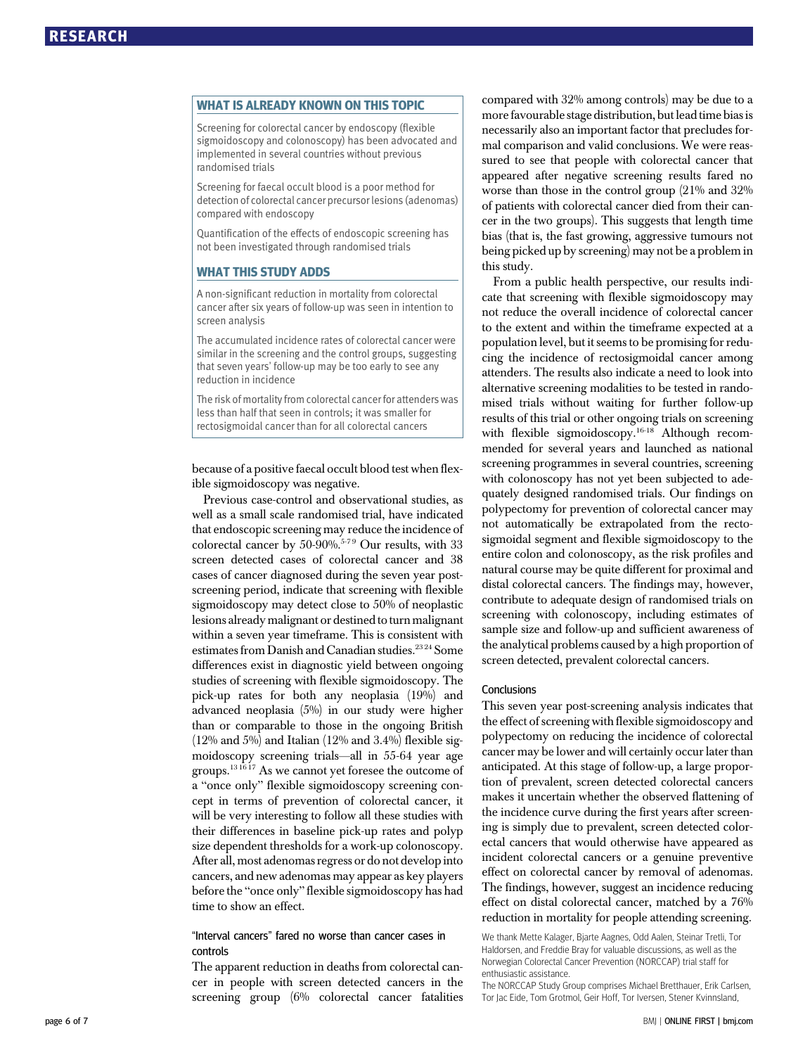## WHAT IS ALREADY KNOWN ON THIS TOPIC

Screening for colorectal cancer by endoscopy (flexible sigmoidoscopy and colonoscopy) has been advocated and implemented in several countries without previous randomised trials

Screening for faecal occult blood is a poor method for detection of colorectal cancer precursor lesions (adenomas) compared with endoscopy

Quantification of the effects of endoscopic screening has not been investigated through randomised trials

## WHAT THIS STUDY ADDS

A non-significant reduction in mortality from colorectal cancer after six years of follow-up was seen in intention to screen analysis

The accumulated incidence rates of colorectal cancer were similar in the screening and the control groups, suggesting that seven years' follow-up may be too early to see any reduction in incidence

The risk of mortality from colorectal cancer for attenders was less than half that seen in controls; it was smaller for rectosigmoidal cancer than for all colorectal cancers

because of a positive faecal occult blood test when flexible sigmoidoscopy was negative.

Previous case-control and observational studies, as well as a small scale randomised trial, have indicated that endoscopic screening may reduce the incidence of colorectal cancer by 50-90%.[5-7 9] Our results, with 33 screen detected cases of colorectal cancer and 38 cases of cancer diagnosed during the seven year post-screening period, indicate that screening with flexible sigmoidoscopy may detect close to 50% of neoplastic lesions already malignant or destined to turn malignant within a seven year timeframe. This is consistent with estimates from Danish and Canadian studies.[23 24] Some differences exist in diagnostic yield between ongoing studies of screening with flexible sigmoidoscopy. The pick-up rates for both any neoplasia (19%) and advanced neoplasia (5%) in our study were higher than or comparable to those in the ongoing British (12% and 5%) and Italian (12% and 3.4%) flexible sigmoidoscopy screening trials—all in 55-64 year age groups.[13 16 17] As we cannot yet foresee the outcome of a "once only" flexible sigmoidoscopy screening concept in terms of prevention of colorectal cancer, it will be very interesting to follow all these studies with their differences in baseline pick-up rates and polyp size dependent thresholds for a work-up colonoscopy. After all, most adenomas regress or do not develop into cancers, and new adenomas may appear as key players before the "once only" flexible sigmoidoscopy has had time to show an effect.

### "Interval cancers" fared no worse than cancer cases in controls

The apparent reduction in deaths from colorectal cancer in people with screen detected cancers in the screening group (6% colorectal cancer fatalities compared with 32% among controls) may be due to a more favourable stage distribution, but lead time bias is necessarily also an important factor that precludes formal comparison and valid conclusions. We were reassured to see that people with colorectal cancer that appeared after negative screening results fared no worse than those in the control group (21% and 32% of patients with colorectal cancer died from their cancer in the two groups). This suggests that length time bias (that is, the fast growing, aggressive tumours not being picked up by screening) may not be a problem in this study.

From a public health perspective, our results indicate that screening with flexible sigmoidoscopy may not reduce the overall incidence of colorectal cancer to the extent and within the timeframe expected at a population level, but it seems to be promising for reducing the incidence of rectosigmoidal cancer among attenders. The results also indicate a need to look into alternative screening modalities to be tested in randomised trials without waiting for further follow-up results of this trial or other ongoing trials on screening with flexible sigmoidoscopy.[16-18] Although recommended for several years and launched as national screening programmes in several countries, screening with colonoscopy has not yet been subjected to adequately designed randomised trials. Our findings on polypectomy for prevention of colorectal cancer may not automatically be extrapolated from the rectosigmoidal segment and flexible sigmoidoscopy to the entire colon and colonoscopy, as the risk profiles and natural course may be quite different for proximal and distal colorectal cancers. The findings may, however, contribute to adequate design of randomised trials on screening with colonoscopy, including estimates of sample size and follow-up and sufficient awareness of the analytical problems caused by a high proportion of screen detected, prevalent colorectal cancers.

### Conclusions

This seven year post-screening analysis indicates that the effect of screening with flexible sigmoidoscopy and polypectomy on reducing the incidence of colorectal cancer may be lower and will certainly occur later than anticipated. At this stage of follow-up, a large proportion of prevalent, screen detected colorectal cancers makes it uncertain whether the observed flattening of the incidence curve during the first years after screening is simply due to prevalent, screen detected colorectal cancers that would otherwise have appeared as incident colorectal cancers or a genuine preventive effect on colorectal cancer by removal of adenomas. The findings, however, suggest an incidence reducing effect on distal colorectal cancer, matched by a 76% reduction in mortality for people attending screening.

We thank Mette Kalager, Bjarte Aagnes, Odd Aalen, Steinar Tretli, Tor Haldorsen, and Freddie Bray for valuable discussions, as well as the Norwegian Colorectal Cancer Prevention (NORCCAP) trial staff for enthusiastic assistance.

The NORCCAP Study Group comprises Michael Bretthauer, Erik Carlsen, Tor Jac Eide, Tom Grotmol, Geir Hoff, Tor Iversen, Stener Kvinnsland,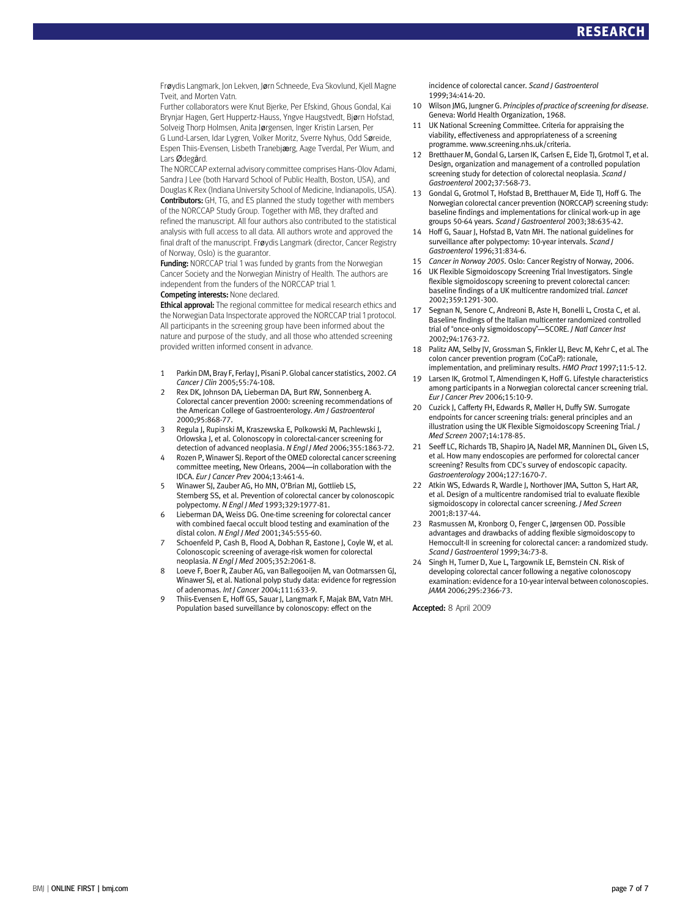Frøydis Langmark, Jon Lekven, Jørn Schneede, Eva Skovlund, Kjell Magne Tveit, and Morten Vatn.

Further collaborators were Knut Bjerke, Per Efskind, Ghous Gondal, Kai Brynjar Hagen, Gert Huppertz-Hauss, Yngve Haugstvedt, Bjørn Hofstad, Solveig Thorp Holmsen, Anita Jørgensen, Inger Kristin Larsen, Per G Lund-Larsen, Idar Lygren, Volker Moritz, Sverre Nyhus, Odd Søreide, Espen Thiis-Evensen, Lisbeth Tranebjærg, Aage Tverdal, Per Wium, and Lars Ødegård.

The NORCCAP external advisory committee comprises Hans-Olov Adami, Sandra J Lee (both Harvard School of Public Health, Boston, USA), and Douglas K Rex (Indiana University School of Medicine, Indianapolis, USA).

**Contributors:** GH, TG, and ES planned the study together with members of the NORCCAP Study Group. Together with MB, they drafted and refined the manuscript. All four authors also contributed to the statistical analysis with full access to all data. All authors wrote and approved the final draft of the manuscript. Frøydis Langmark (director, Cancer Registry of Norway, Oslo) is the guarantor.

**Funding:** NORCCAP trial 1 was funded by grants from the Norwegian Cancer Society and the Norwegian Ministry of Health. The authors are independent from the funders of the NORCCAP trial 1.

**Competing interests:** None declared.

**Ethical approval:** The regional committee for medical research ethics and the Norwegian Data Inspectorate approved the NORCCAP trial 1 protocol. All participants in the screening group have been informed about the nature and purpose of the study, and all those who attended screening provided written informed consent in advance.

1. Parkin DM, Bray F, Ferlay J, Pisani P. Global cancer statistics, 2002. *CA Cancer J Clin* 2005;55:74-108.
2. Rex DK, Johnson DA, Lieberman DA, Burt RW, Sonnenberg A. Colorectal cancer prevention 2000: screening recommendations of the American College of Gastroenterology. *Am J Gastroenterol* 2000;95:868-77.
3. Regula J, Rupinski M, Kraszewska E, Polkowski M, Pachlewski J, Orlowska J, et al. Colonoscopy in colorectal-cancer screening for detection of advanced neoplasia. *N Engl J Med* 2006;355:1863-72.
4. Rozen P, Winawer SJ. Report of the OMED colorectal cancer screening committee meeting, New Orleans, 2004—in collaboration with the IDCA. *Eur J Cancer Prev* 2004;13:461-4.
5. Winawer SJ, Zauber AG, Ho MN, O'Brian MJ, Gottlieb LS, Sternberg SS, et al. Prevention of colorectal cancer by colonoscopic polypectomy. *N Engl J Med* 1993;329:1977-81.
6. Lieberman DA, Weiss DG. One-time screening for colorectal cancer with combined faecal occult blood testing and examination of the distal colon. *N Engl J Med* 2001;345:555-60.
7. Schoenfeld P, Cash B, Flood A, Dobhan R, Eastone J, Coyle W, et al. Colonoscopic screening of average-risk women for colorectal neoplasia. *N Engl J Med* 2005;352:2061-8.
8. Loeve F, Boer R, Zauber AG, van Ballegooijen M, van Oortmarssen GJ, Winawer SJ, et al. National polyp study data: evidence for regression of adenomas. *Int J Cancer* 2004;111:633-9.
9. Thiis-Evensen E, Hoff GS, Sauar J, Langmark F, Majak BM, Vatn MH. Population based surveillance by colonoscopy: effect on the incidence of colorectal cancer. *Scand J Gastroenterol* 1999;34:414-20.
10. Wilson JMG, Jungner G. *Principles of practice of screening for disease*. Geneva: World Health Organization, 1968.
11. UK National Screening Committee. Criteria for appraising the viability, effectiveness and appropriateness of a screening programme. www.screening.nhs.uk/criteria.
12. Bretthauer M, Gondal G, Larsen IK, Carlsen E, Eide TJ, Grotmol T, et al. Design, organization and management of a controlled population screening study for detection of colorectal neoplasia. *Scand J Gastroenterol* 2002;37:568-73.
13. Gondal G, Grotmol T, Hofstad B, Bretthauer M, Eide TJ, Hoff G. The Norwegian colorectal cancer prevention (NORCCAP) screening study: baseline findings and implementations for clinical work-up in age groups 50-64 years. *Scand J Gastroenterol* 2003;38:635-42.
14. Hoff G, Sauar J, Hofstad B, Vatn MH. The national guidelines for surveillance after polypectomy: 10-year intervals. *Scand J Gastroenterol* 1996;31:834-6.
15. *Cancer in Norway 2005*. Oslo: Cancer Registry of Norway, 2006.
16. UK Flexible Sigmoidoscopy Screening Trial Investigators. Single flexible sigmoidoscopy screening to prevent colorectal cancer: baseline findings of a UK multicentre randomized trial. *Lancet* 2002;359:1291-300.
17. Segnan N, Senore C, Andreoni B, Aste H, Bonelli L, Crosta C, et al. Baseline findings of the Italian multicenter randomized controlled trial of "once-only sigmoidoscopy"—SCORE. *J Natl Cancer Inst* 2002;94:1763-72.
18. Palitz AM, Selby JV, Grossman S, Finkler LJ, Bevc M, Kehr C, et al. The colon cancer prevention program (CoCaP): rationale, implementation, and preliminary results. *HMO Pract* 1997;11:5-12.
19. Larsen IK, Grotmol T, Almendingen K, Hoff G. Lifestyle characteristics among participants in a Norwegian colorectal cancer screening trial. *Eur J Cancer Prev* 2006;15:10-9.
20. Cuzick J, Cafferty FH, Edwards R, Møller H, Duffy SW. Surrogate endpoints for cancer screening trials: general principles and an illustration using the UK Flexible Sigmoidoscopy Screening Trial. *J Med Screen* 2007;14:178-85.
21. Seeff LC, Richards TB, Shapiro JA, Nadel MR, Manninen DL, Given LS, et al. How many endoscopies are performed for colorectal cancer screening? Results from CDC's survey of endoscopic capacity. *Gastroenterology* 2004;127:1670-7.
22. Atkin WS, Edwards R, Wardle J, Northover JMA, Sutton S, Hart AR, et al. Design of a multicentre randomised trial to evaluate flexible sigmoidoscopy in colorectal cancer screening. *J Med Screen* 2001;8:137-44.
23. Rasmussen M, Kronborg O, Fenger C, Jørgensen OD. Possible advantages and drawbacks of adding flexible sigmoidoscopy to Hemoccult-II in screening for colorectal cancer: a randomized study. *Scand J Gastroenterol* 1999;34:73-8.
24. Singh H, Turner D, Xue L, Targownik LE, Bernstein CN. Risk of developing colorectal cancer following a negative colonoscopy examination: evidence for a 10-year interval between colonoscopies. *JAMA* 2006;295:2366-73.

**Accepted:** 8 April 2009